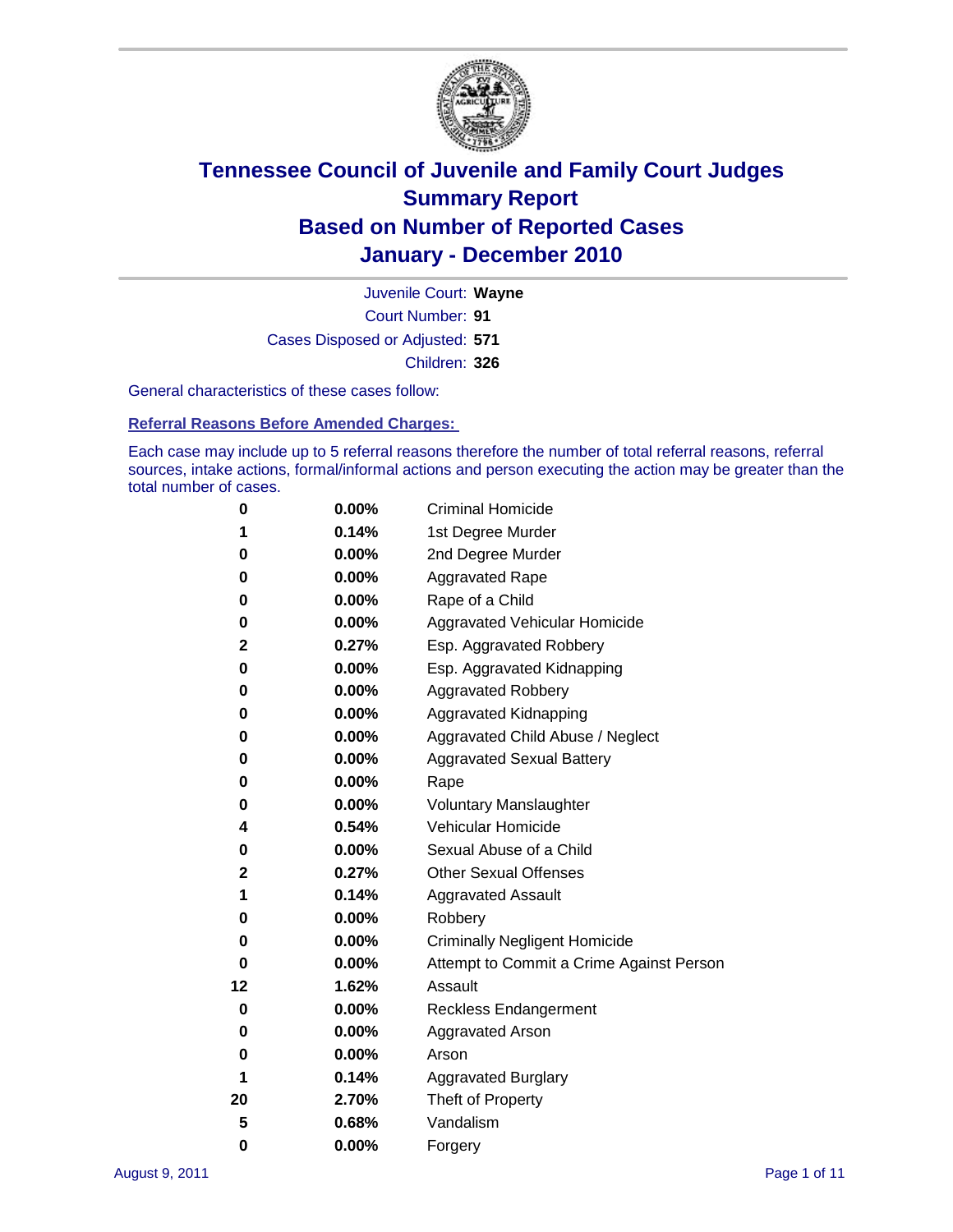# Tennessee Council of Juvenile and Family Court Judges
## Summary Report
## Based on Number of Reported Cases
## January - December 2010

Juvenile Court: **Wayne**

Court Number: **91**

Cases Disposed or Adjusted: **571**

Children: **326**

General characteristics of these cases follow:

### Referral Reasons Before Amended Charges:

Each case may include up to 5 referral reasons therefore the number of total referral reasons, referral sources, intake actions, formal/informal actions and person executing the action may be greater than the total number of cases.

| | | |
|---|---|---|
| 0 | 0.00% | Criminal Homicide |
| 1 | 0.14% | 1st Degree Murder |
| 0 | 0.00% | 2nd Degree Murder |
| 0 | 0.00% | Aggravated Rape |
| 0 | 0.00% | Rape of a Child |
| 0 | 0.00% | Aggravated Vehicular Homicide |
| 2 | 0.27% | Esp. Aggravated Robbery |
| 0 | 0.00% | Esp. Aggravated Kidnapping |
| 0 | 0.00% | Aggravated Robbery |
| 0 | 0.00% | Aggravated Kidnapping |
| 0 | 0.00% | Aggravated Child Abuse / Neglect |
| 0 | 0.00% | Aggravated Sexual Battery |
| 0 | 0.00% | Rape |
| 0 | 0.00% | Voluntary Manslaughter |
| 4 | 0.54% | Vehicular Homicide |
| 0 | 0.00% | Sexual Abuse of a Child |
| 2 | 0.27% | Other Sexual Offenses |
| 1 | 0.14% | Aggravated Assault |
| 0 | 0.00% | Robbery |
| 0 | 0.00% | Criminally Negligent Homicide |
| 0 | 0.00% | Attempt to Commit a Crime Against Person |
| 12 | 1.62% | Assault |
| 0 | 0.00% | Reckless Endangerment |
| 0 | 0.00% | Aggravated Arson |
| 0 | 0.00% | Arson |
| 1 | 0.14% | Aggravated Burglary |
| 20 | 2.70% | Theft of Property |
| 5 | 0.68% | Vandalism |
| 0 | 0.00% | Forgery |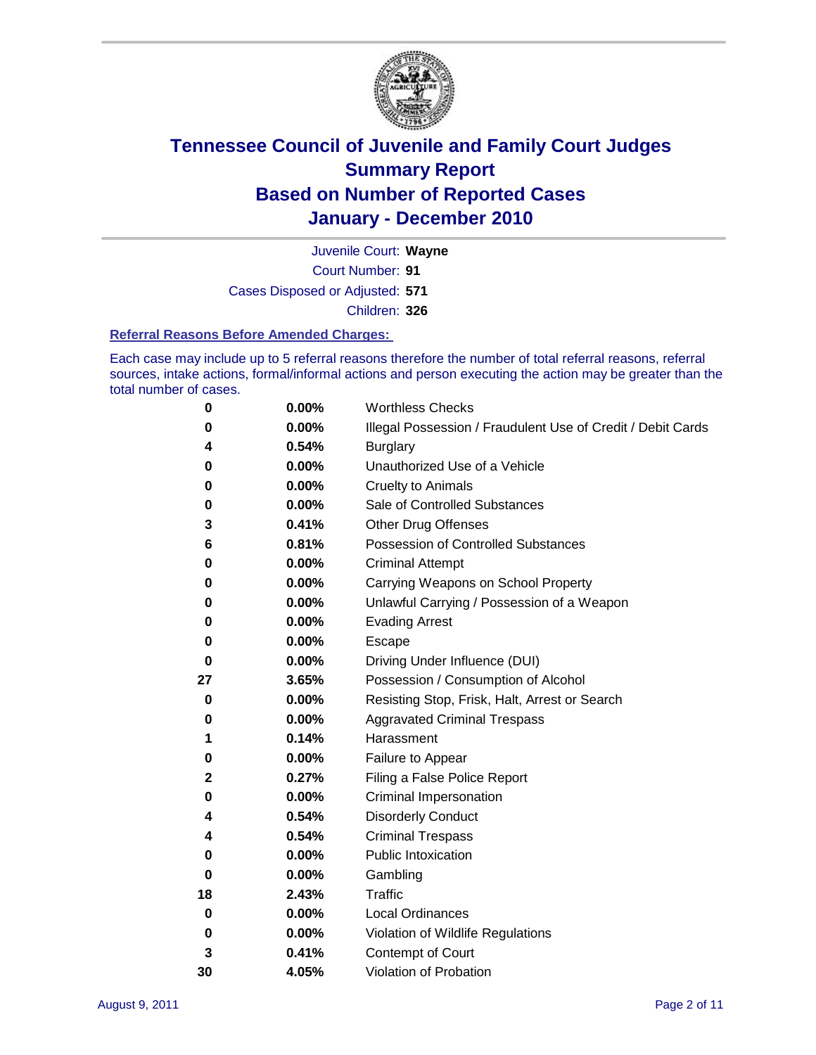# Tennessee Council of Juvenile and Family Court Judges
## Summary Report
## Based on Number of Reported Cases
## January - December 2010

Juvenile Court: **Wayne**
Court Number: **91**
Cases Disposed or Adjusted: **571**
Children: **326**

### Referral Reasons Before Amended Charges:

Each case may include up to 5 referral reasons therefore the number of total referral reasons, referral sources, intake actions, formal/informal actions and person executing the action may be greater than the total number of cases.

| | | |
|---|---|---|
| 0 | 0.00% | Worthless Checks |
| 0 | 0.00% | Illegal Possession / Fraudulent Use of Credit / Debit Cards |
| 4 | 0.54% | Burglary |
| 0 | 0.00% | Unauthorized Use of a Vehicle |
| 0 | 0.00% | Cruelty to Animals |
| 0 | 0.00% | Sale of Controlled Substances |
| 3 | 0.41% | Other Drug Offenses |
| 6 | 0.81% | Possession of Controlled Substances |
| 0 | 0.00% | Criminal Attempt |
| 0 | 0.00% | Carrying Weapons on School Property |
| 0 | 0.00% | Unlawful Carrying / Possession of a Weapon |
| 0 | 0.00% | Evading Arrest |
| 0 | 0.00% | Escape |
| 0 | 0.00% | Driving Under Influence (DUI) |
| 27 | 3.65% | Possession / Consumption of Alcohol |
| 0 | 0.00% | Resisting Stop, Frisk, Halt, Arrest or Search |
| 0 | 0.00% | Aggravated Criminal Trespass |
| 1 | 0.14% | Harassment |
| 0 | 0.00% | Failure to Appear |
| 2 | 0.27% | Filing a False Police Report |
| 0 | 0.00% | Criminal Impersonation |
| 4 | 0.54% | Disorderly Conduct |
| 4 | 0.54% | Criminal Trespass |
| 0 | 0.00% | Public Intoxication |
| 0 | 0.00% | Gambling |
| 18 | 2.43% | Traffic |
| 0 | 0.00% | Local Ordinances |
| 0 | 0.00% | Violation of Wildlife Regulations |
| 3 | 0.41% | Contempt of Court |
| 30 | 4.05% | Violation of Probation |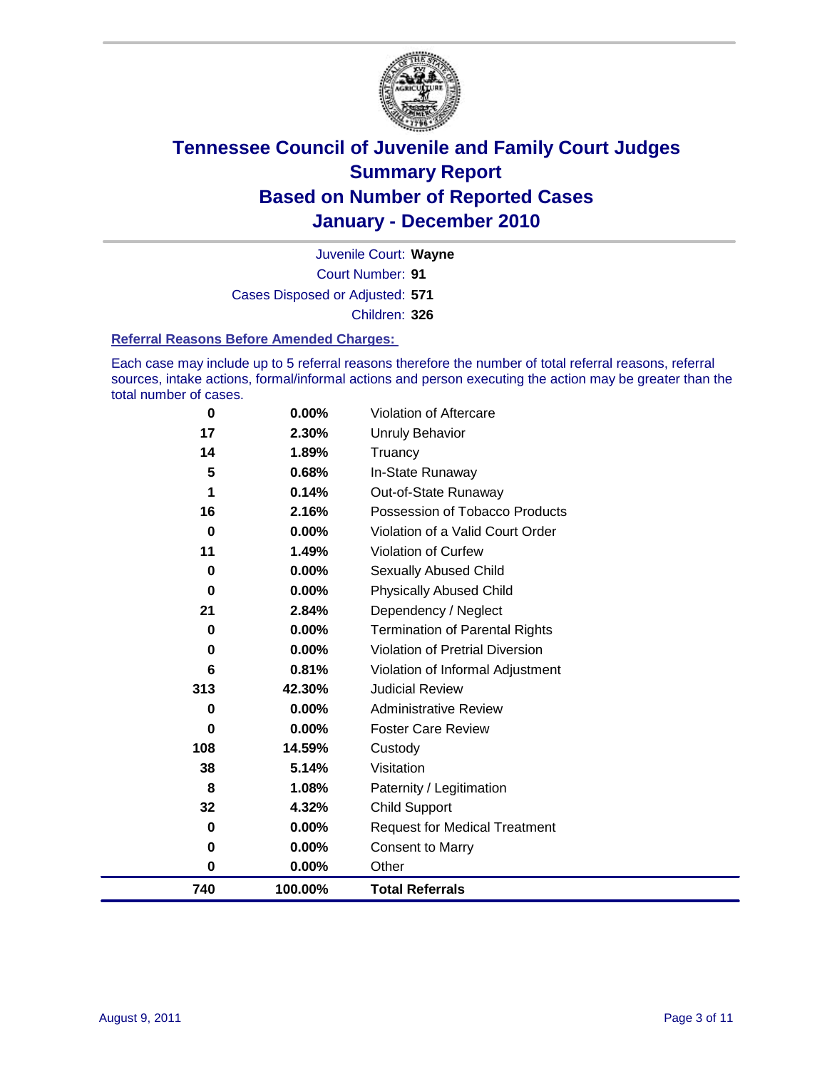# Tennessee Council of Juvenile and Family Court Judges
## Summary Report
## Based on Number of Reported Cases
## January - December 2010

Juvenile Court: **Wayne**

Court Number: **91**

Cases Disposed or Adjusted: **571**

Children: **326**

### Referral Reasons Before Amended Charges:

Each case may include up to 5 referral reasons therefore the number of total referral reasons, referral sources, intake actions, formal/informal actions and person executing the action may be greater than the total number of cases.

| Count | Percent | Referral Reason |
|---|---|---|
| 0 | 0.00% | Violation of Aftercare |
| 17 | 2.30% | Unruly Behavior |
| 14 | 1.89% | Truancy |
| 5 | 0.68% | In-State Runaway |
| 1 | 0.14% | Out-of-State Runaway |
| 16 | 2.16% | Possession of Tobacco Products |
| 0 | 0.00% | Violation of a Valid Court Order |
| 11 | 1.49% | Violation of Curfew |
| 0 | 0.00% | Sexually Abused Child |
| 0 | 0.00% | Physically Abused Child |
| 21 | 2.84% | Dependency / Neglect |
| 0 | 0.00% | Termination of Parental Rights |
| 0 | 0.00% | Violation of Pretrial Diversion |
| 6 | 0.81% | Violation of Informal Adjustment |
| 313 | 42.30% | Judicial Review |
| 0 | 0.00% | Administrative Review |
| 0 | 0.00% | Foster Care Review |
| 108 | 14.59% | Custody |
| 38 | 5.14% | Visitation |
| 8 | 1.08% | Paternity / Legitimation |
| 32 | 4.32% | Child Support |
| 0 | 0.00% | Request for Medical Treatment |
| 0 | 0.00% | Consent to Marry |
| 0 | 0.00% | Other |
| **740** | **100.00%** | **Total Referrals** |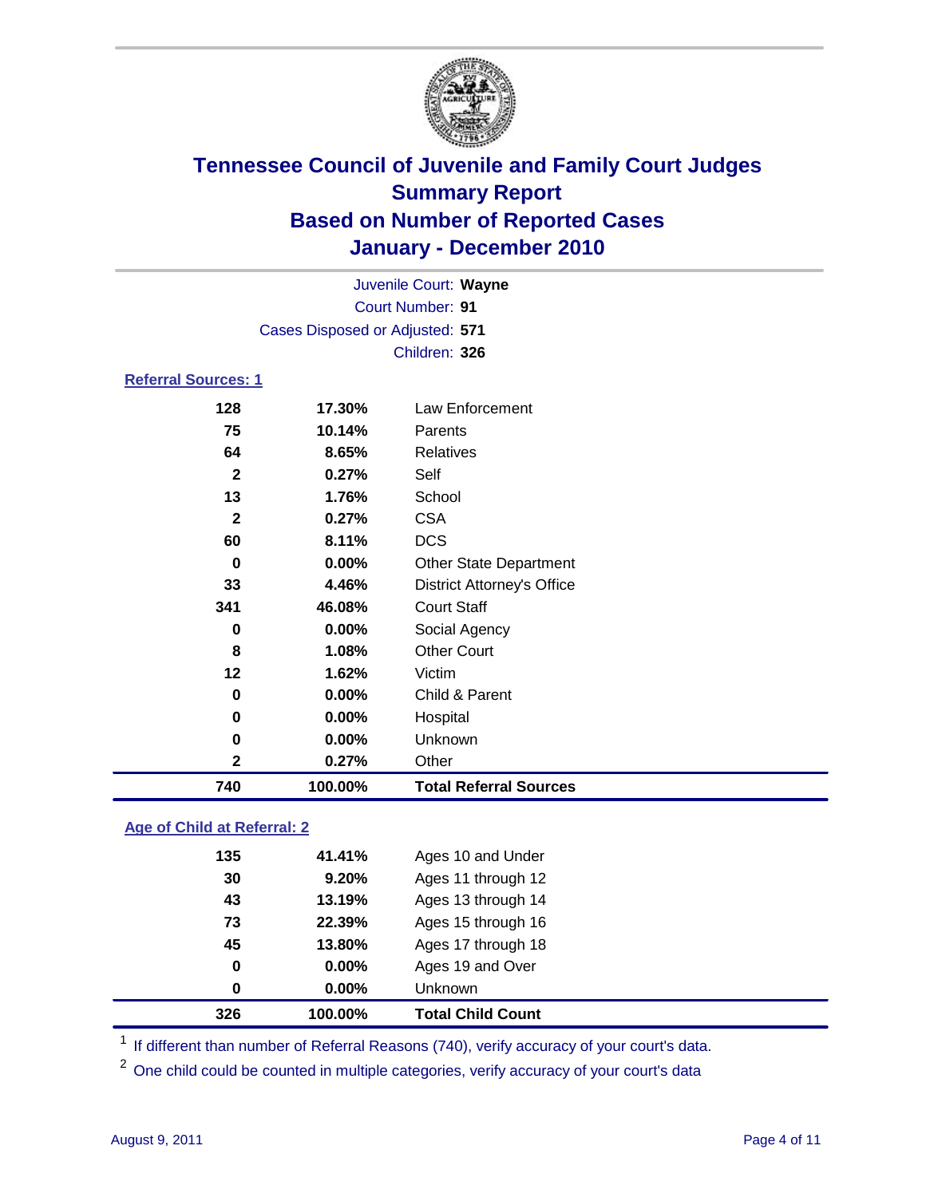# Tennessee Council of Juvenile and Family Court Judges
## Summary Report
## Based on Number of Reported Cases
## January - December 2010

Juvenile Court: **Wayne**

Court Number: **91**

Cases Disposed or Adjusted: **571**

Children: **326**

### Referral Sources: 1

| Count | Percent | Source |
|---|---|---|
| 128 | 17.30% | Law Enforcement |
| 75 | 10.14% | Parents |
| 64 | 8.65% | Relatives |
| 2 | 0.27% | Self |
| 13 | 1.76% | School |
| 2 | 0.27% | CSA |
| 60 | 8.11% | DCS |
| 0 | 0.00% | Other State Department |
| 33 | 4.46% | District Attorney's Office |
| 341 | 46.08% | Court Staff |
| 0 | 0.00% | Social Agency |
| 8 | 1.08% | Other Court |
| 12 | 1.62% | Victim |
| 0 | 0.00% | Child & Parent |
| 0 | 0.00% | Hospital |
| 0 | 0.00% | Unknown |
| 2 | 0.27% | Other |
| **740** | **100.00%** | **Total Referral Sources** |

### Age of Child at Referral: 2

| Count | Percent | Age Group |
|---|---|---|
| 135 | 41.41% | Ages 10 and Under |
| 30 | 9.20% | Ages 11 through 12 |
| 43 | 13.19% | Ages 13 through 14 |
| 73 | 22.39% | Ages 15 through 16 |
| 45 | 13.80% | Ages 17 through 18 |
| 0 | 0.00% | Ages 19 and Over |
| 0 | 0.00% | Unknown |
| **326** | **100.00%** | **Total Child Count** |

[1] If different than number of Referral Reasons (740), verify accuracy of your court's data.

[2] One child could be counted in multiple categories, verify accuracy of your court's data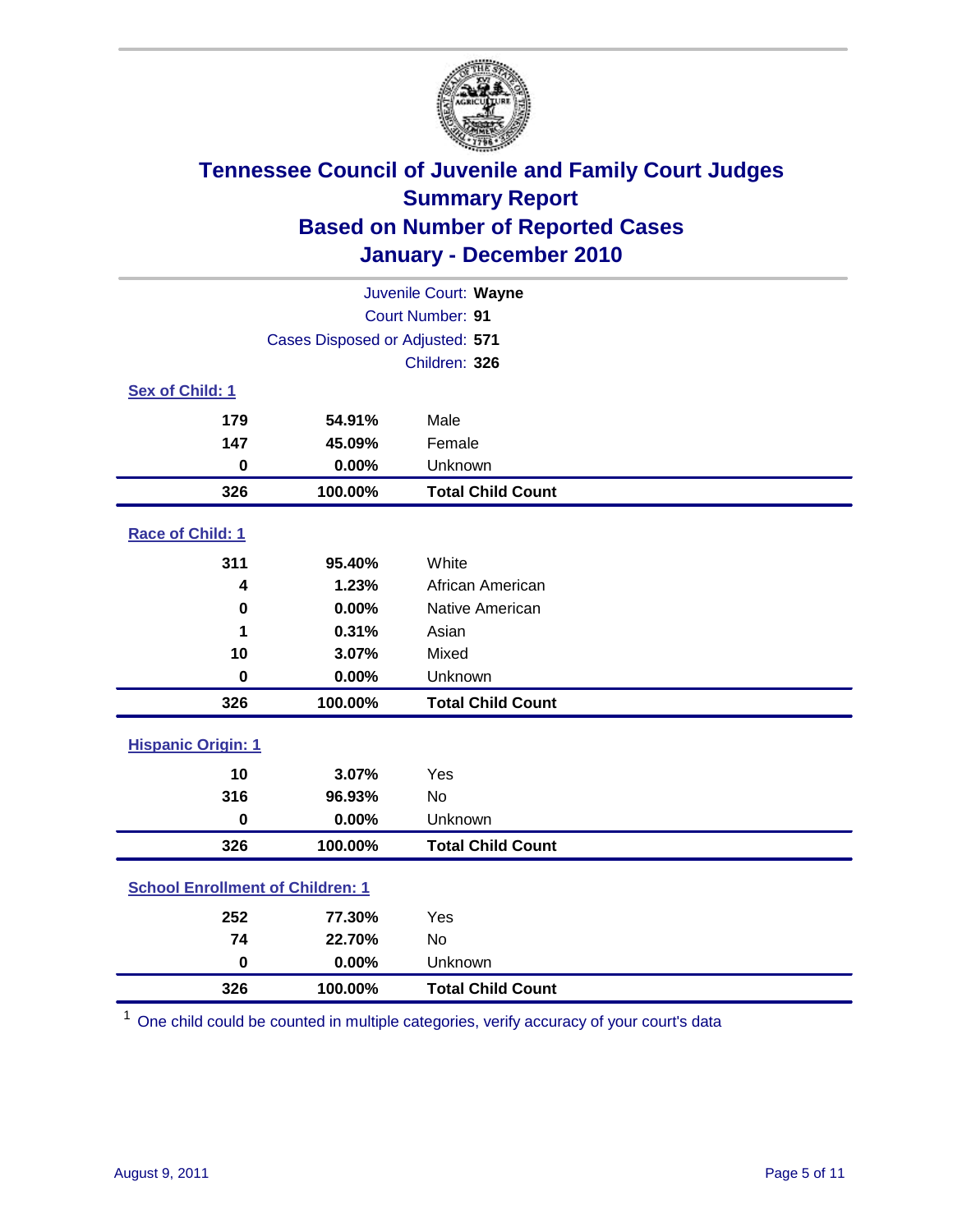# Tennessee Council of Juvenile and Family Court Judges
## Summary Report
## Based on Number of Reported Cases
## January - December 2010

Juvenile Court: **Wayne**
Court Number: **91**
Cases Disposed or Adjusted: **571**
Children: **326**

### Sex of Child: 1

| | | |
|---|---|---|
| 179 | 54.91% | Male |
| 147 | 45.09% | Female |
| 0 | 0.00% | Unknown |
| **326** | **100.00%** | **Total Child Count** |

### Race of Child: 1

| | | |
|---|---|---|
| 311 | 95.40% | White |
| 4 | 1.23% | African American |
| 0 | 0.00% | Native American |
| 1 | 0.31% | Asian |
| 10 | 3.07% | Mixed |
| 0 | 0.00% | Unknown |
| **326** | **100.00%** | **Total Child Count** |

### Hispanic Origin: 1

| | | |
|---|---|---|
| 10 | 3.07% | Yes |
| 316 | 96.93% | No |
| 0 | 0.00% | Unknown |
| **326** | **100.00%** | **Total Child Count** |

### School Enrollment of Children: 1

| | | |
|---|---|---|
| 252 | 77.30% | Yes |
| 74 | 22.70% | No |
| 0 | 0.00% | Unknown |
| **326** | **100.00%** | **Total Child Count** |

[1] One child could be counted in multiple categories, verify accuracy of your court's data

August 9, 2011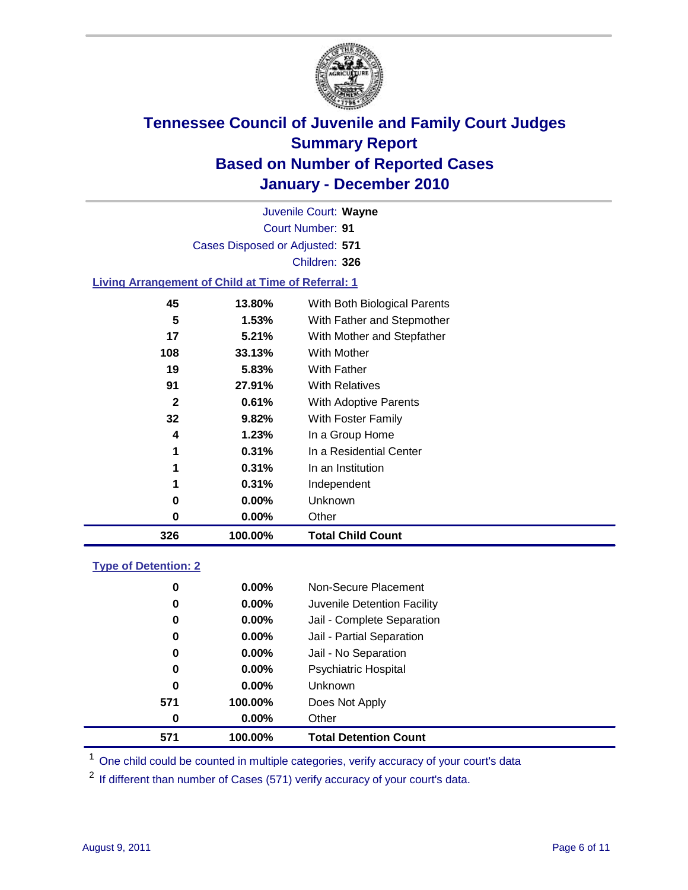# Tennessee Council of Juvenile and Family Court Judges
## Summary Report
## Based on Number of Reported Cases
## January - December 2010

Juvenile Court: **Wayne**

Court Number: **91**

Cases Disposed or Adjusted: **571**

Children: **326**

### Living Arrangement of Child at Time of Referral: 1

| Count | Percent | Category |
|---|---|---|
| 45 | 13.80% | With Both Biological Parents |
| 5 | 1.53% | With Father and Stepmother |
| 17 | 5.21% | With Mother and Stepfather |
| 108 | 33.13% | With Mother |
| 19 | 5.83% | With Father |
| 91 | 27.91% | With Relatives |
| 2 | 0.61% | With Adoptive Parents |
| 32 | 9.82% | With Foster Family |
| 4 | 1.23% | In a Group Home |
| 1 | 0.31% | In a Residential Center |
| 1 | 0.31% | In an Institution |
| 1 | 0.31% | Independent |
| 0 | 0.00% | Unknown |
| 0 | 0.00% | Other |
| **326** | **100.00%** | **Total Child Count** |

### Type of Detention: 2

| Count | Percent | Category |
|---|---|---|
| 0 | 0.00% | Non-Secure Placement |
| 0 | 0.00% | Juvenile Detention Facility |
| 0 | 0.00% | Jail - Complete Separation |
| 0 | 0.00% | Jail - Partial Separation |
| 0 | 0.00% | Jail - No Separation |
| 0 | 0.00% | Psychiatric Hospital |
| 0 | 0.00% | Unknown |
| 571 | 100.00% | Does Not Apply |
| 0 | 0.00% | Other |
| **571** | **100.00%** | **Total Detention Count** |

[1] One child could be counted in multiple categories, verify accuracy of your court's data

[2] If different than number of Cases (571) verify accuracy of your court's data.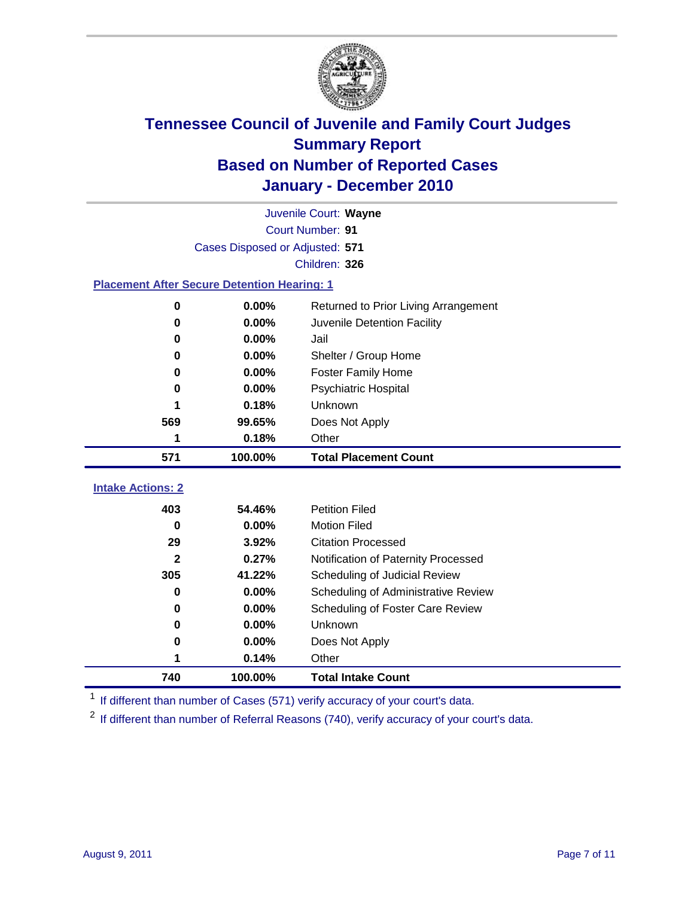# Tennessee Council of Juvenile and Family Court Judges
## Summary Report
## Based on Number of Reported Cases
## January - December 2010

Juvenile Court: **Wayne**
Court Number: **91**
Cases Disposed or Adjusted: **571**
Children: **326**

### Placement After Secure Detention Hearing: 1

| | | |
|---|---|---|
| 0 | 0.00% | Returned to Prior Living Arrangement |
| 0 | 0.00% | Juvenile Detention Facility |
| 0 | 0.00% | Jail |
| 0 | 0.00% | Shelter / Group Home |
| 0 | 0.00% | Foster Family Home |
| 0 | 0.00% | Psychiatric Hospital |
| 1 | 0.18% | Unknown |
| 569 | 99.65% | Does Not Apply |
| 1 | 0.18% | Other |
| **571** | **100.00%** | **Total Placement Count** |

### Intake Actions: 2

| | | |
|---|---|---|
| 403 | 54.46% | Petition Filed |
| 0 | 0.00% | Motion Filed |
| 29 | 3.92% | Citation Processed |
| 2 | 0.27% | Notification of Paternity Processed |
| 305 | 41.22% | Scheduling of Judicial Review |
| 0 | 0.00% | Scheduling of Administrative Review |
| 0 | 0.00% | Scheduling of Foster Care Review |
| 0 | 0.00% | Unknown |
| 0 | 0.00% | Does Not Apply |
| 1 | 0.14% | Other |
| **740** | **100.00%** | **Total Intake Count** |

[1] If different than number of Cases (571) verify accuracy of your court's data.

[2] If different than number of Referral Reasons (740), verify accuracy of your court's data.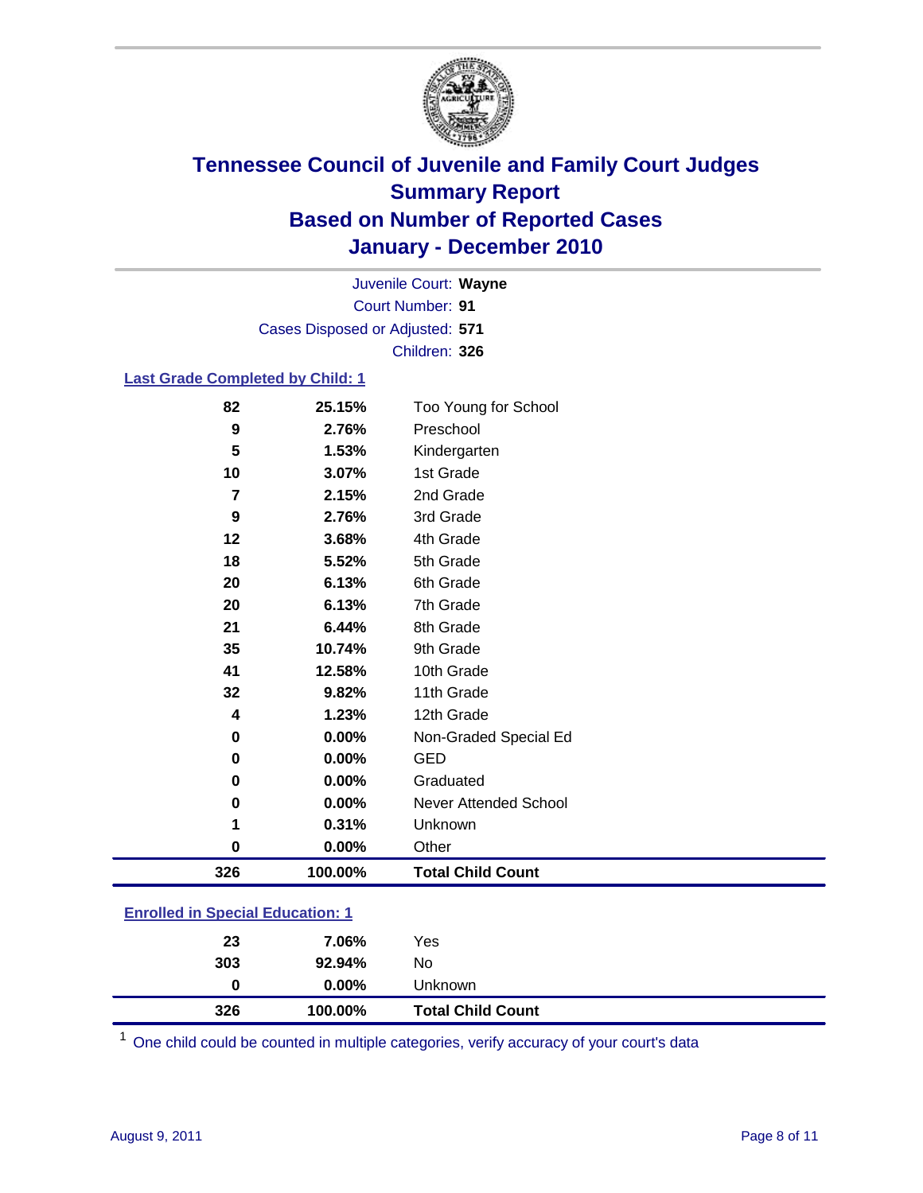# Tennessee Council of Juvenile and Family Court Judges
## Summary Report
## Based on Number of Reported Cases
## January - December 2010

Juvenile Court: **Wayne**
Court Number: **91**
Cases Disposed or Adjusted: **571**
Children: **326**

### Last Grade Completed by Child: 1

| Count | Percent | Category |
|---|---|---|
| 82 | 25.15% | Too Young for School |
| 9 | 2.76% | Preschool |
| 5 | 1.53% | Kindergarten |
| 10 | 3.07% | 1st Grade |
| 7 | 2.15% | 2nd Grade |
| 9 | 2.76% | 3rd Grade |
| 12 | 3.68% | 4th Grade |
| 18 | 5.52% | 5th Grade |
| 20 | 6.13% | 6th Grade |
| 20 | 6.13% | 7th Grade |
| 21 | 6.44% | 8th Grade |
| 35 | 10.74% | 9th Grade |
| 41 | 12.58% | 10th Grade |
| 32 | 9.82% | 11th Grade |
| 4 | 1.23% | 12th Grade |
| 0 | 0.00% | Non-Graded Special Ed |
| 0 | 0.00% | GED |
| 0 | 0.00% | Graduated |
| 0 | 0.00% | Never Attended School |
| 1 | 0.31% | Unknown |
| 0 | 0.00% | Other |
| **326** | **100.00%** | **Total Child Count** |

### Enrolled in Special Education: 1

| Count | Percent | Category |
|---|---|---|
| 23 | 7.06% | Yes |
| 303 | 92.94% | No |
| 0 | 0.00% | Unknown |
| **326** | **100.00%** | **Total Child Count** |

[1] One child could be counted in multiple categories, verify accuracy of your court's data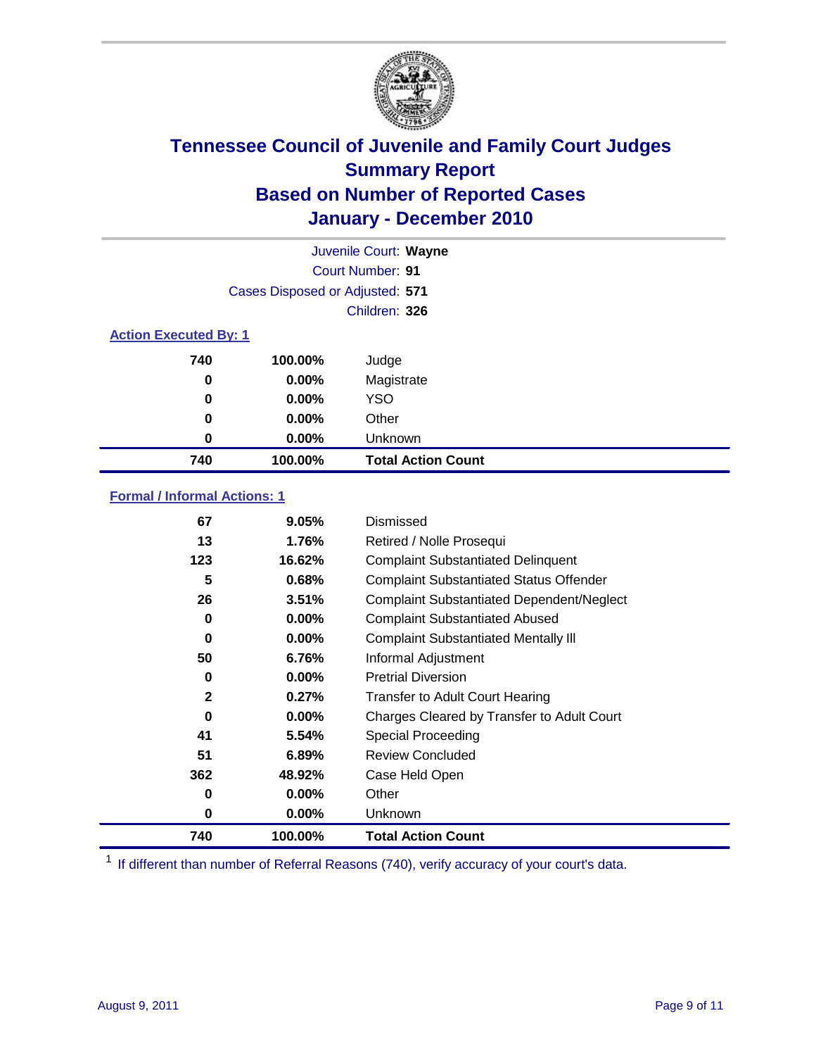# Tennessee Council of Juvenile and Family Court Judges
## Summary Report
## Based on Number of Reported Cases
## January - December 2010

Juvenile Court: **Wayne**

Court Number: **91**

Cases Disposed or Adjusted: **571**

Children: **326**

### Action Executed By: 1

| | | |
|---|---|---|
| 740 | 100.00% | Judge |
| 0 | 0.00% | Magistrate |
| 0 | 0.00% | YSO |
| 0 | 0.00% | Other |
| 0 | 0.00% | Unknown |
| **740** | **100.00%** | **Total Action Count** |

### Formal / Informal Actions: 1

| | | |
|---|---|---|
| 67 | 9.05% | Dismissed |
| 13 | 1.76% | Retired / Nolle Prosequi |
| 123 | 16.62% | Complaint Substantiated Delinquent |
| 5 | 0.68% | Complaint Substantiated Status Offender |
| 26 | 3.51% | Complaint Substantiated Dependent/Neglect |
| 0 | 0.00% | Complaint Substantiated Abused |
| 0 | 0.00% | Complaint Substantiated Mentally Ill |
| 50 | 6.76% | Informal Adjustment |
| 0 | 0.00% | Pretrial Diversion |
| 2 | 0.27% | Transfer to Adult Court Hearing |
| 0 | 0.00% | Charges Cleared by Transfer to Adult Court |
| 41 | 5.54% | Special Proceeding |
| 51 | 6.89% | Review Concluded |
| 362 | 48.92% | Case Held Open |
| 0 | 0.00% | Other |
| 0 | 0.00% | Unknown |
| **740** | **100.00%** | **Total Action Count** |

[1] If different than number of Referral Reasons (740), verify accuracy of your court's data.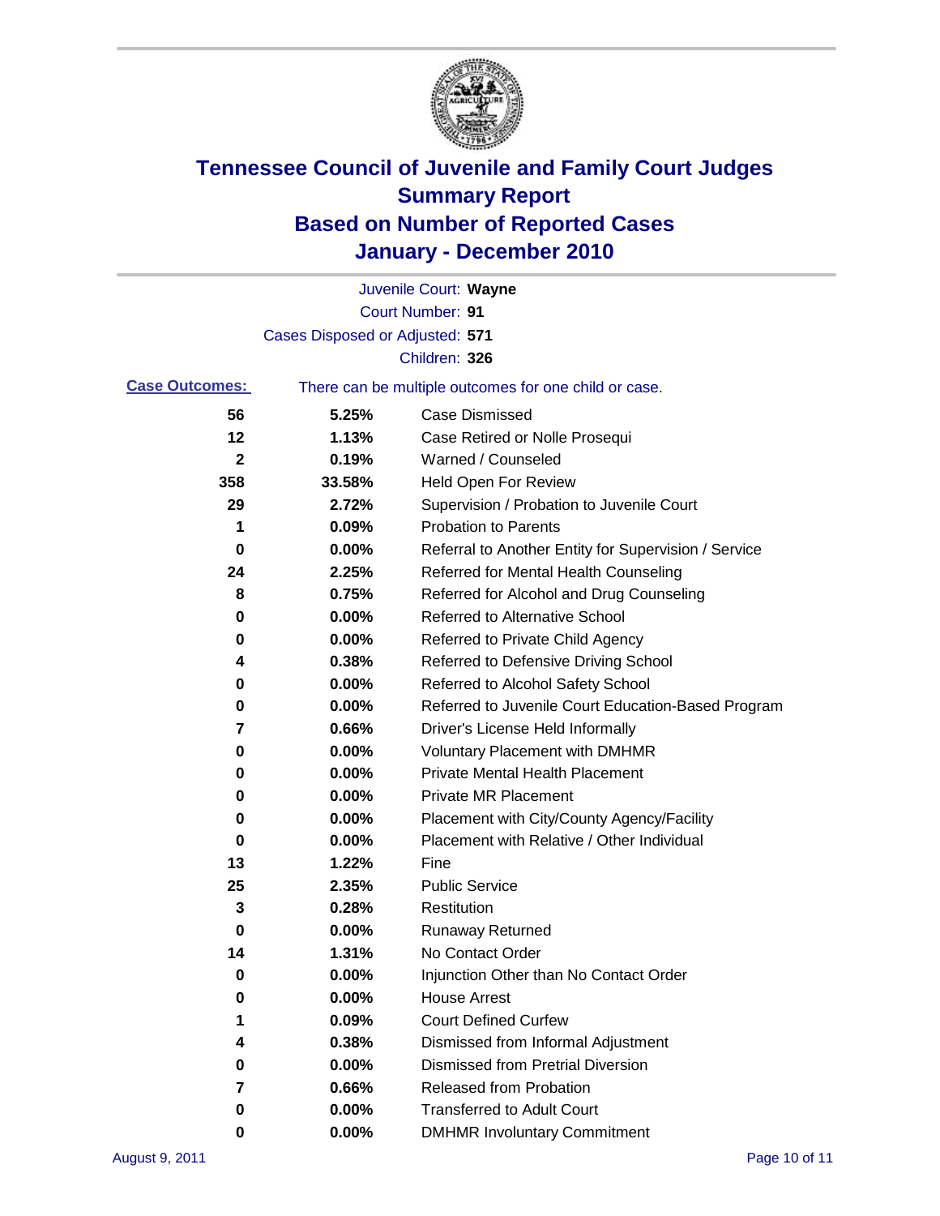# Tennessee Council of Juvenile and Family Court Judges
## Summary Report
## Based on Number of Reported Cases
## January - December 2010

Juvenile Court: **Wayne**

Court Number: **91**

Cases Disposed or Adjusted: **571**

Children: **326**

**Case Outcomes:** There can be multiple outcomes for one child or case.

| Count | Percent | Outcome |
|---|---|---|
| 56 | 5.25% | Case Dismissed |
| 12 | 1.13% | Case Retired or Nolle Prosequi |
| 2 | 0.19% | Warned / Counseled |
| 358 | 33.58% | Held Open For Review |
| 29 | 2.72% | Supervision / Probation to Juvenile Court |
| 1 | 0.09% | Probation to Parents |
| 0 | 0.00% | Referral to Another Entity for Supervision / Service |
| 24 | 2.25% | Referred for Mental Health Counseling |
| 8 | 0.75% | Referred for Alcohol and Drug Counseling |
| 0 | 0.00% | Referred to Alternative School |
| 0 | 0.00% | Referred to Private Child Agency |
| 4 | 0.38% | Referred to Defensive Driving School |
| 0 | 0.00% | Referred to Alcohol Safety School |
| 0 | 0.00% | Referred to Juvenile Court Education-Based Program |
| 7 | 0.66% | Driver's License Held Informally |
| 0 | 0.00% | Voluntary Placement with DMHMR |
| 0 | 0.00% | Private Mental Health Placement |
| 0 | 0.00% | Private MR Placement |
| 0 | 0.00% | Placement with City/County Agency/Facility |
| 0 | 0.00% | Placement with Relative / Other Individual |
| 13 | 1.22% | Fine |
| 25 | 2.35% | Public Service |
| 3 | 0.28% | Restitution |
| 0 | 0.00% | Runaway Returned |
| 14 | 1.31% | No Contact Order |
| 0 | 0.00% | Injunction Other than No Contact Order |
| 0 | 0.00% | House Arrest |
| 1 | 0.09% | Court Defined Curfew |
| 4 | 0.38% | Dismissed from Informal Adjustment |
| 0 | 0.00% | Dismissed from Pretrial Diversion |
| 7 | 0.66% | Released from Probation |
| 0 | 0.00% | Transferred to Adult Court |
| 0 | 0.00% | DMHMR Involuntary Commitment |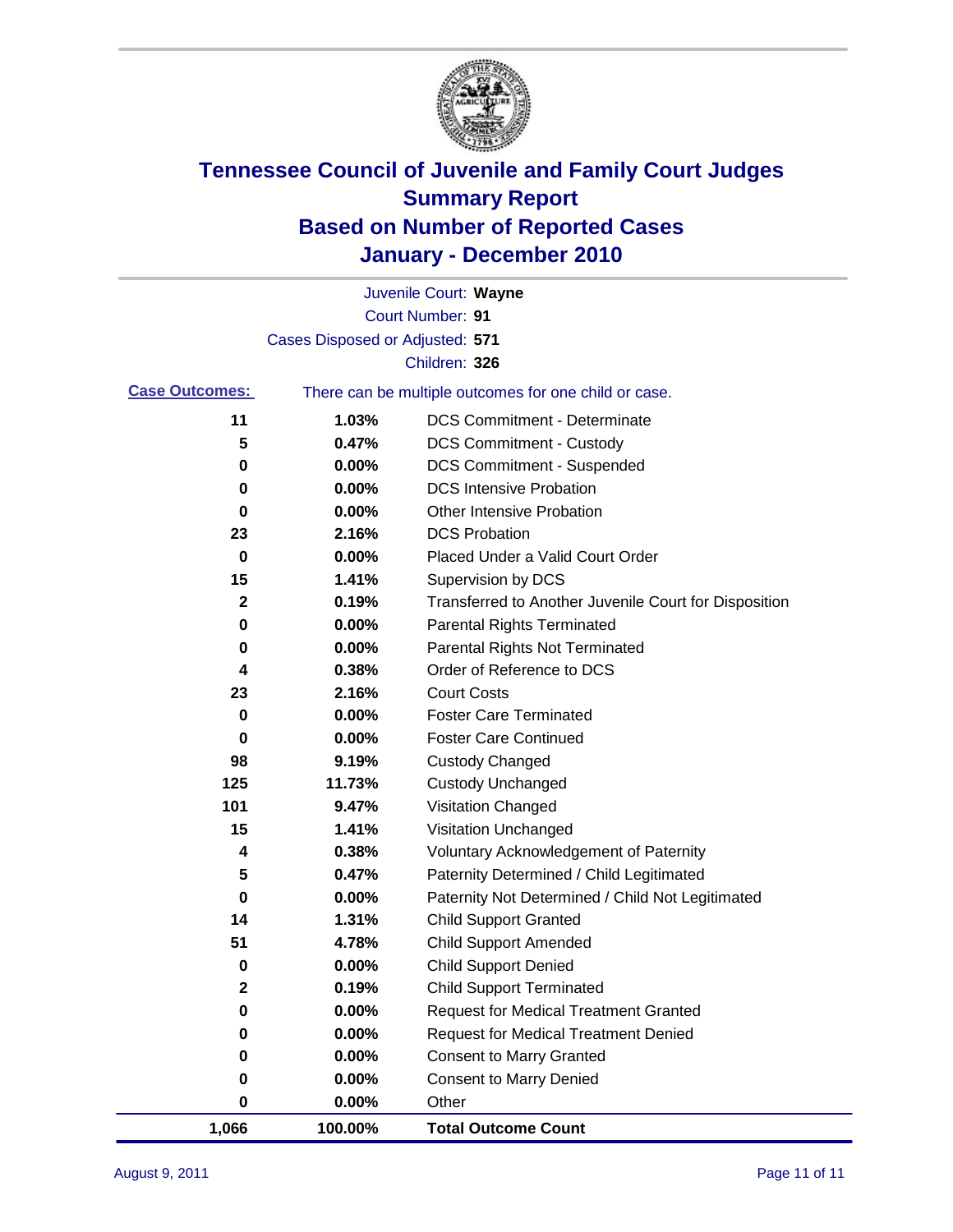# Tennessee Council of Juvenile and Family Court Judges
## Summary Report
## Based on Number of Reported Cases
## January - December 2010

Juvenile Court: **Wayne**

Court Number: **91**

Cases Disposed or Adjusted: **571**

Children: **326**

**Case Outcomes:** There can be multiple outcomes for one child or case.

| | | |
|---|---|---|
| 11 | 1.03% | DCS Commitment - Determinate |
| 5 | 0.47% | DCS Commitment - Custody |
| 0 | 0.00% | DCS Commitment - Suspended |
| 0 | 0.00% | DCS Intensive Probation |
| 0 | 0.00% | Other Intensive Probation |
| 23 | 2.16% | DCS Probation |
| 0 | 0.00% | Placed Under a Valid Court Order |
| 15 | 1.41% | Supervision by DCS |
| 2 | 0.19% | Transferred to Another Juvenile Court for Disposition |
| 0 | 0.00% | Parental Rights Terminated |
| 0 | 0.00% | Parental Rights Not Terminated |
| 4 | 0.38% | Order of Reference to DCS |
| 23 | 2.16% | Court Costs |
| 0 | 0.00% | Foster Care Terminated |
| 0 | 0.00% | Foster Care Continued |
| 98 | 9.19% | Custody Changed |
| 125 | 11.73% | Custody Unchanged |
| 101 | 9.47% | Visitation Changed |
| 15 | 1.41% | Visitation Unchanged |
| 4 | 0.38% | Voluntary Acknowledgement of Paternity |
| 5 | 0.47% | Paternity Determined / Child Legitimated |
| 0 | 0.00% | Paternity Not Determined / Child Not Legitimated |
| 14 | 1.31% | Child Support Granted |
| 51 | 4.78% | Child Support Amended |
| 0 | 0.00% | Child Support Denied |
| 2 | 0.19% | Child Support Terminated |
| 0 | 0.00% | Request for Medical Treatment Granted |
| 0 | 0.00% | Request for Medical Treatment Denied |
| 0 | 0.00% | Consent to Marry Granted |
| 0 | 0.00% | Consent to Marry Denied |
| 0 | 0.00% | Other |
| **1,066** | **100.00%** | **Total Outcome Count** |

August 9, 2011